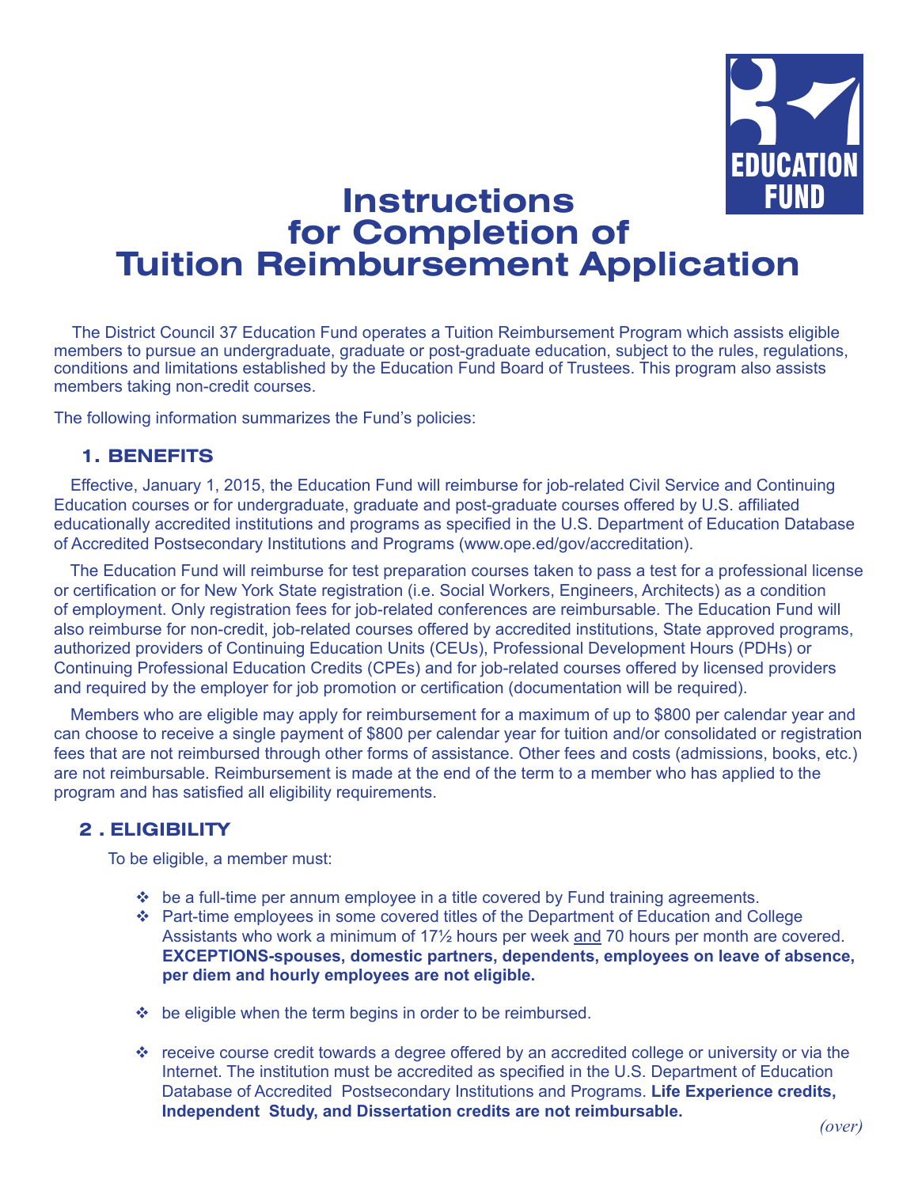# Instructions for Completion of Tuition Reimbursement Application

The District Council 37 Education Fund operates a Tuition Reimbursement Program which assists eligible members to pursue an undergraduate, graduate or post-graduate education, subject to the rules, regulations, conditions and limitations established by the Education Fund Board of Trustees. This program also assists members taking non-credit courses.

The following information summarizes the Fund's policies:

## 1. BENEFITS

Effective, January 1, 2015, the Education Fund will reimburse for job-related Civil Service and Continuing Education courses or for undergraduate, graduate and post-graduate courses offered by U.S. affiliated educationally accredited institutions and programs as specified in the U.S. Department of Education Database of Accredited Postsecondary Institutions and Programs (www.ope.ed/gov/accreditation).

The Education Fund will reimburse for test preparation courses taken to pass a test for a professional license or certification or for New York State registration (i.e. Social Workers, Engineers, Architects) as a condition of employment. Only registration fees for job-related conferences are reimbursable. The Education Fund will also reimburse for non-credit, job-related courses offered by accredited institutions, State approved programs, authorized providers of Continuing Education Units (CEUs), Professional Development Hours (PDHs) or Continuing Professional Education Credits (CPEs) and for job-related courses offered by licensed providers and required by the employer for job promotion or certification (documentation will be required).

Members who are eligible may apply for reimbursement for a maximum of up to $800 per calendar year and can choose to receive a single payment of $800 per calendar year for tuition and/or consolidated or registration fees that are not reimbursed through other forms of assistance. Other fees and costs (admissions, books, etc.) are not reimbursable. Reimbursement is made at the end of the term to a member who has applied to the program and has satisfied all eligibility requirements.

## 2. ELIGIBILITY

To be eligible, a member must:

- be a full-time per annum employee in a title covered by Fund training agreements.
- Part-time employees in some covered titles of the Department of Education and College Assistants who work a minimum of 17½ hours per week and 70 hours per month are covered. **EXCEPTIONS-spouses, domestic partners, dependents, employees on leave of absence, per diem and hourly employees are not eligible.**
- be eligible when the term begins in order to be reimbursed.
- receive course credit towards a degree offered by an accredited college or university or via the Internet. The institution must be accredited as specified in the U.S. Department of Education Database of Accredited Postsecondary Institutions and Programs. **Life Experience credits, Independent Study, and Dissertation credits are not reimbursable.**

*(over)*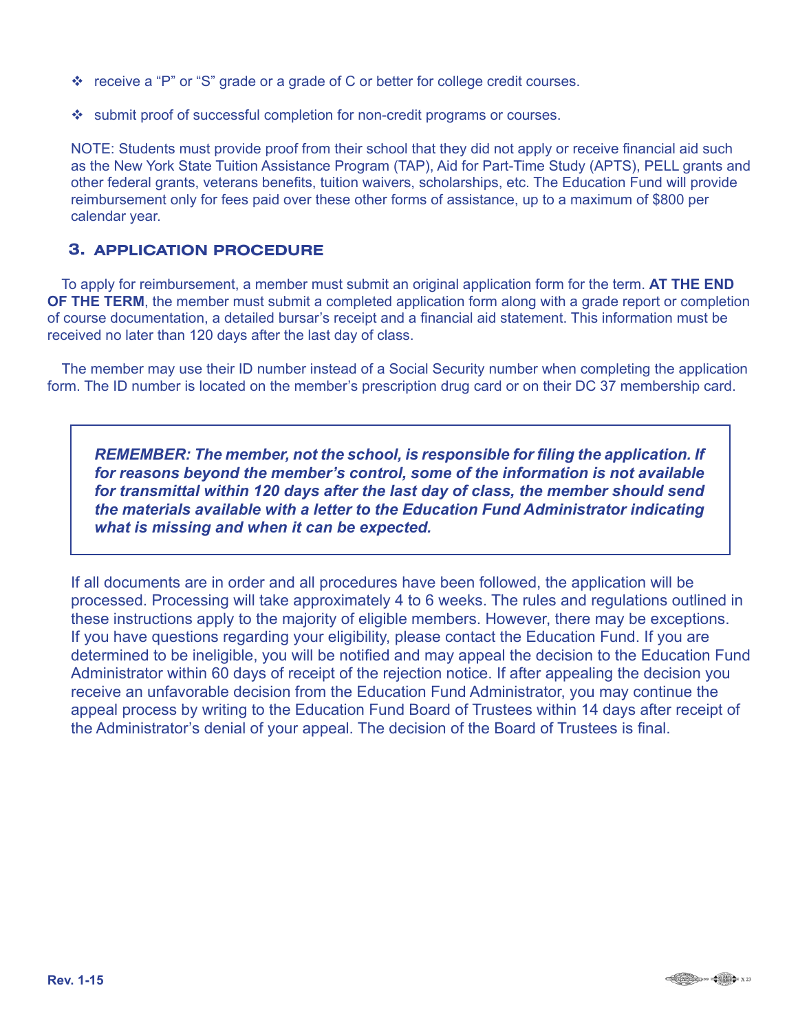- receive a "P" or "S" grade or a grade of C or better for college credit courses.

- submit proof of successful completion for non-credit programs or courses.

NOTE: Students must provide proof from their school that they did not apply or receive financial aid such as the New York State Tuition Assistance Program (TAP), Aid for Part-Time Study (APTS), PELL grants and other federal grants, veterans benefits, tuition waivers, scholarships, etc. The Education Fund will provide reimbursement only for fees paid over these other forms of assistance, up to a maximum of $800 per calendar year.

## 3. APPLICATION PROCEDURE

To apply for reimbursement, a member must submit an original application form for the term. **AT THE END OF THE TERM**, the member must submit a completed application form along with a grade report or completion of course documentation, a detailed bursar's receipt and a financial aid statement. This information must be received no later than 120 days after the last day of class.

The member may use their ID number instead of a Social Security number when completing the application form. The ID number is located on the member's prescription drug card or on their DC 37 membership card.

> ***REMEMBER: The member, not the school, is responsible for filing the application. If for reasons beyond the member's control, some of the information is not available for transmittal within 120 days after the last day of class, the member should send the materials available with a letter to the Education Fund Administrator indicating what is missing and when it can be expected.***

If all documents are in order and all procedures have been followed, the application will be processed. Processing will take approximately 4 to 6 weeks. The rules and regulations outlined in these instructions apply to the majority of eligible members. However, there may be exceptions. If you have questions regarding your eligibility, please contact the Education Fund. If you are determined to be ineligible, you will be notified and may appeal the decision to the Education Fund Administrator within 60 days of receipt of the rejection notice. If after appealing the decision you receive an unfavorable decision from the Education Fund Administrator, you may continue the appeal process by writing to the Education Fund Board of Trustees within 14 days after receipt of the Administrator's denial of your appeal. The decision of the Board of Trustees is final.

Rev. 1-15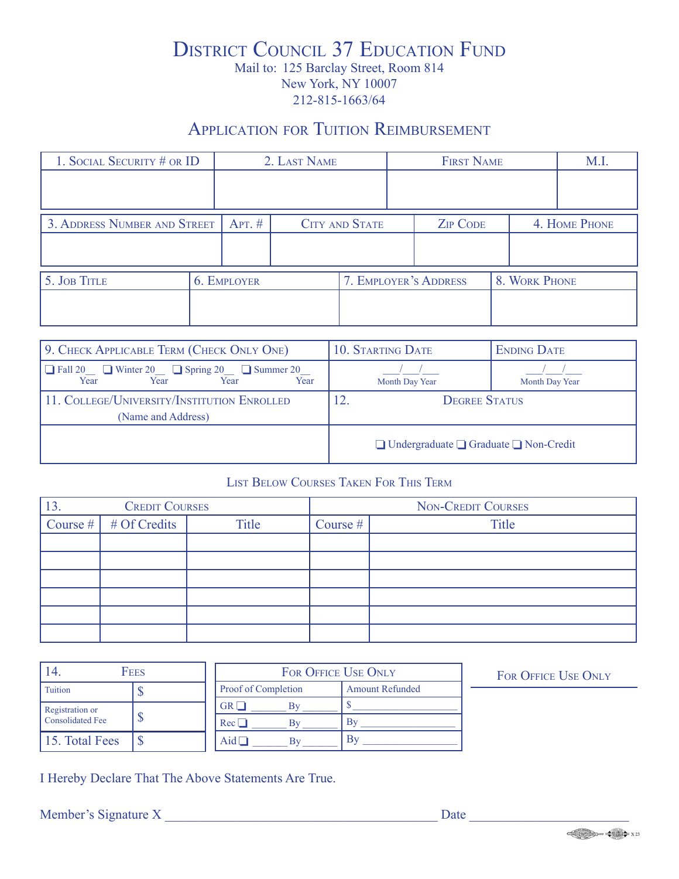# District Council 37 Education Fund

Mail to: 125 Barclay Street, Room 814
New York, NY 10007
212-815-1663/64

## Application for Tuition Reimbursement

| 1. Social Security # or ID | 2. Last Name | First Name | M.I. |
|---|---|---|---|
| | | | |

| 3. Address Number and Street | Apt. # | City and State | Zip Code | 4. Home Phone |
|---|---|---|---|---|
| | | | | |

| 5. Job Title | 6. Employer | 7. Employer's Address | 8. Work Phone |
|---|---|---|---|
| | | | |

| 9. Check Applicable Term (Check Only One) | 10. Starting Date | Ending Date |
|---|---|---|
| ❑ Fall 20__ Year ❑ Winter 20__ Year ❑ Spring 20__ Year ❑ Summer 20__ Year | ___/___/___ Month Day Year | ___/___/___ Month Day Year |
| 11. College/University/Institution Enrolled (Name and Address) | 12. Degree Status | |
| | ❑ Undergraduate ❑ Graduate ❑ Non-Credit | |

### List Below Courses Taken For This Term

| 13. Credit Courses | | | Non-Credit Courses | |
|---|---|---|---|---|
| Course # | # Of Credits | Title | Course # | Title |
| | | | | |
| | | | | |
| | | | | |
| | | | | |
| | | | | |
| | | | | |

| 14. Fees | |
|---|---|
| Tuition | $ |
| Registration or Consolidated Fee | $ |
| 15. Total Fees | $ |

| For Office Use Only | |
|---|---|
| Proof of Completion | Amount Refunded |
| GR ❑ ______ By ______ | $ ________________ |
| Rec ❑ ______ By ______ | By ________________ |
| Aid ❑ ______ By ______ | By ________________ |

For Office Use Only

I Hereby Declare That The Above Statements Are True.

Member's Signature X ________________________________________ Date ______________________